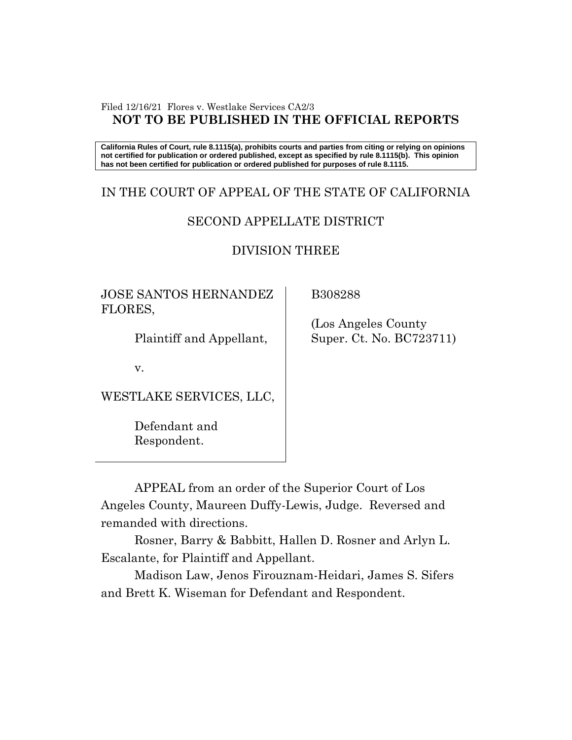Filed 12/16/21 Flores v. Westlake Services CA2/3

**NOT TO BE PUBLISHED IN THE OFFICIAL REPORTS**

**California Rules of Court, rule 8.1115(a), prohibits courts and parties from citing or relying on opinions not certified for publication or ordered published, except as specified by rule 8.1115(b). This opinion has not been certified for publication or ordered published for purposes of rule 8.1115.**

IN THE COURT OF APPEAL OF THE STATE OF CALIFORNIA

SECOND APPELLATE DISTRICT

DIVISION THREE

JOSE SANTOS HERNANDEZ FLORES,

Plaintiff and Appellant,

v.

WESTLAKE SERVICES, LLC,

Defendant and Respondent.

B308288

(Los Angeles County Super. Ct. No. BC723711)

APPEAL from an order of the Superior Court of Los Angeles County, Maureen Duffy-Lewis, Judge. Reversed and remanded with directions.

Rosner, Barry & Babbitt, Hallen D. Rosner and Arlyn L. Escalante, for Plaintiff and Appellant.

Madison Law, Jenos Firouznam-Heidari, James S. Sifers and Brett K. Wiseman for Defendant and Respondent.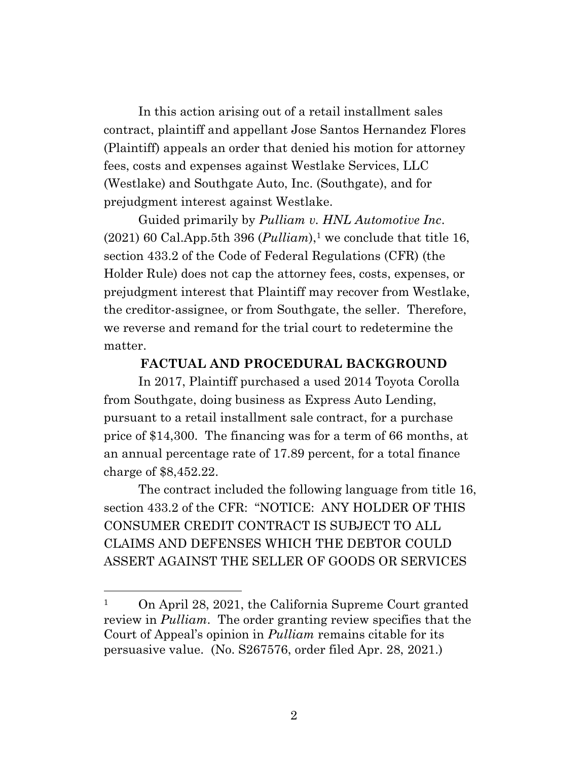In this action arising out of a retail installment sales contract, plaintiff and appellant Jose Santos Hernandez Flores (Plaintiff) appeals an order that denied his motion for attorney fees, costs and expenses against Westlake Services, LLC (Westlake) and Southgate Auto, Inc. (Southgate), and for prejudgment interest against Westlake.

Guided primarily by *Pulliam v. HNL Automotive Inc*. (2021) 60 Cal.App.5th 396 (*Pulliam*),[1] we conclude that title 16, section 433.2 of the Code of Federal Regulations (CFR) (the Holder Rule) does not cap the attorney fees, costs, expenses, or prejudgment interest that Plaintiff may recover from Westlake, the creditor-assignee, or from Southgate, the seller. Therefore, we reverse and remand for the trial court to redetermine the matter.

**FACTUAL AND PROCEDURAL BACKGROUND**

In 2017, Plaintiff purchased a used 2014 Toyota Corolla from Southgate, doing business as Express Auto Lending, pursuant to a retail installment sale contract, for a purchase price of $14,300. The financing was for a term of 66 months, at an annual percentage rate of 17.89 percent, for a total finance charge of $8,452.22.

The contract included the following language from title 16, section 433.2 of the CFR: "NOTICE: ANY HOLDER OF THIS CONSUMER CREDIT CONTRACT IS SUBJECT TO ALL CLAIMS AND DEFENSES WHICH THE DEBTOR COULD ASSERT AGAINST THE SELLER OF GOODS OR SERVICES

---

[1] On April 28, 2021, the California Supreme Court granted review in *Pulliam*. The order granting review specifies that the Court of Appeal's opinion in *Pulliam* remains citable for its persuasive value. (No. S267576, order filed Apr. 28, 2021.)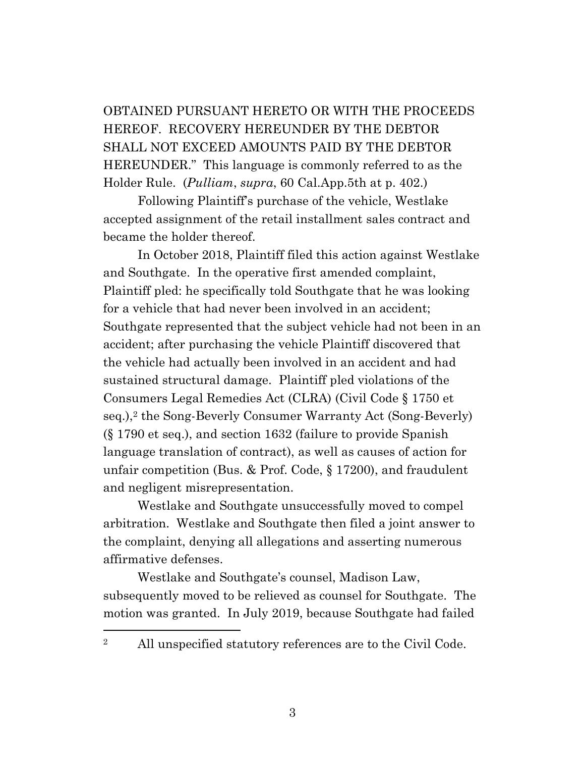OBTAINED PURSUANT HERETO OR WITH THE PROCEEDS HEREOF. RECOVERY HEREUNDER BY THE DEBTOR SHALL NOT EXCEED AMOUNTS PAID BY THE DEBTOR HEREUNDER." This language is commonly referred to as the Holder Rule. (*Pulliam*, *supra*, 60 Cal.App.5th at p. 402.)

Following Plaintiff's purchase of the vehicle, Westlake accepted assignment of the retail installment sales contract and became the holder thereof.

In October 2018, Plaintiff filed this action against Westlake and Southgate. In the operative first amended complaint, Plaintiff pled: he specifically told Southgate that he was looking for a vehicle that had never been involved in an accident; Southgate represented that the subject vehicle had not been in an accident; after purchasing the vehicle Plaintiff discovered that the vehicle had actually been involved in an accident and had sustained structural damage. Plaintiff pled violations of the Consumers Legal Remedies Act (CLRA) (Civil Code § 1750 et seq.),[2] the Song-Beverly Consumer Warranty Act (Song-Beverly) (§ 1790 et seq.), and section 1632 (failure to provide Spanish language translation of contract), as well as causes of action for unfair competition (Bus. & Prof. Code, § 17200), and fraudulent and negligent misrepresentation.

Westlake and Southgate unsuccessfully moved to compel arbitration. Westlake and Southgate then filed a joint answer to the complaint, denying all allegations and asserting numerous affirmative defenses.

Westlake and Southgate's counsel, Madison Law, subsequently moved to be relieved as counsel for Southgate. The motion was granted. In July 2019, because Southgate had failed

---

[2] All unspecified statutory references are to the Civil Code.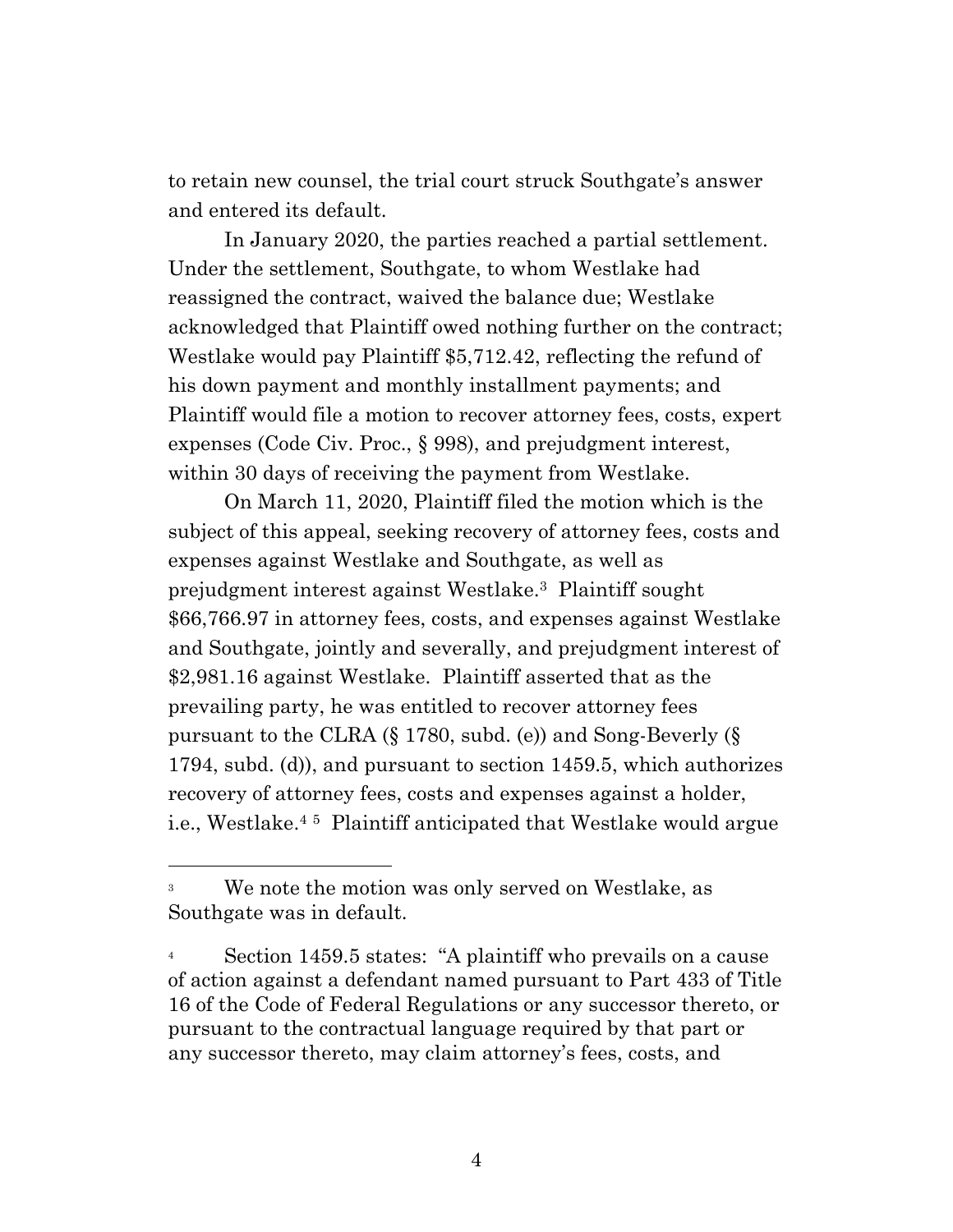to retain new counsel, the trial court struck Southgate's answer and entered its default.

In January 2020, the parties reached a partial settlement. Under the settlement, Southgate, to whom Westlake had reassigned the contract, waived the balance due; Westlake acknowledged that Plaintiff owed nothing further on the contract; Westlake would pay Plaintiff $5,712.42, reflecting the refund of his down payment and monthly installment payments; and Plaintiff would file a motion to recover attorney fees, costs, expert expenses (Code Civ. Proc., § 998), and prejudgment interest, within 30 days of receiving the payment from Westlake.

On March 11, 2020, Plaintiff filed the motion which is the subject of this appeal, seeking recovery of attorney fees, costs and expenses against Westlake and Southgate, as well as prejudgment interest against Westlake.[3] Plaintiff sought $66,766.97 in attorney fees, costs, and expenses against Westlake and Southgate, jointly and severally, and prejudgment interest of $2,981.16 against Westlake. Plaintiff asserted that as the prevailing party, he was entitled to recover attorney fees pursuant to the CLRA (§ 1780, subd. (e)) and Song-Beverly (§ 1794, subd. (d)), and pursuant to section 1459.5, which authorizes recovery of attorney fees, costs and expenses against a holder, i.e., Westlake.[4] [5] Plaintiff anticipated that Westlake would argue

---

[3] We note the motion was only served on Westlake, as Southgate was in default.

[4] Section 1459.5 states: "A plaintiff who prevails on a cause of action against a defendant named pursuant to Part 433 of Title 16 of the Code of Federal Regulations or any successor thereto, or pursuant to the contractual language required by that part or any successor thereto, may claim attorney's fees, costs, and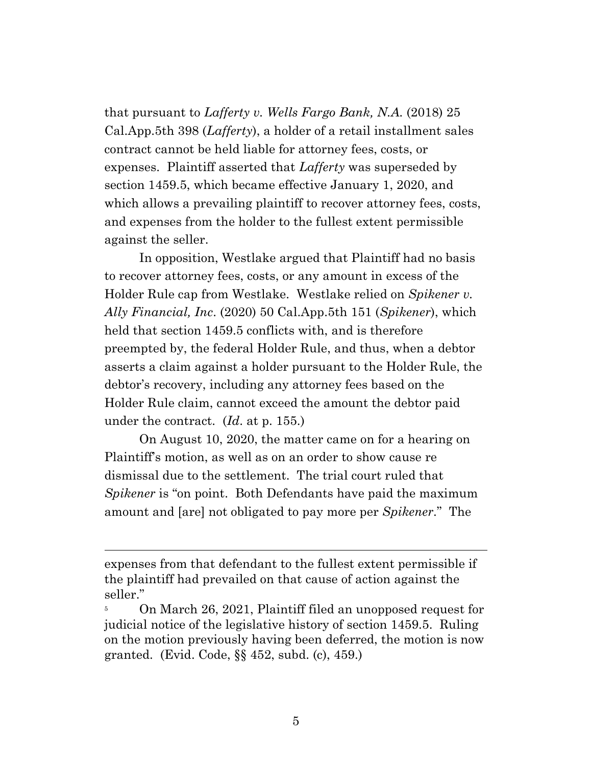that pursuant to *Lafferty v. Wells Fargo Bank, N.A.* (2018) 25 Cal.App.5th 398 (*Lafferty*), a holder of a retail installment sales contract cannot be held liable for attorney fees, costs, or expenses. Plaintiff asserted that *Lafferty* was superseded by section 1459.5, which became effective January 1, 2020, and which allows a prevailing plaintiff to recover attorney fees, costs, and expenses from the holder to the fullest extent permissible against the seller.

In opposition, Westlake argued that Plaintiff had no basis to recover attorney fees, costs, or any amount in excess of the Holder Rule cap from Westlake. Westlake relied on *Spikener v. Ally Financial, Inc*. (2020) 50 Cal.App.5th 151 (*Spikener*), which held that section 1459.5 conflicts with, and is therefore preempted by, the federal Holder Rule, and thus, when a debtor asserts a claim against a holder pursuant to the Holder Rule, the debtor's recovery, including any attorney fees based on the Holder Rule claim, cannot exceed the amount the debtor paid under the contract. (*Id*. at p. 155.)

On August 10, 2020, the matter came on for a hearing on Plaintiff's motion, as well as on an order to show cause re dismissal due to the settlement. The trial court ruled that *Spikener* is "on point. Both Defendants have paid the maximum amount and [are] not obligated to pay more per *Spikener*." The

---

expenses from that defendant to the fullest extent permissible if the plaintiff had prevailed on that cause of action against the seller."

[5] On March 26, 2021, Plaintiff filed an unopposed request for judicial notice of the legislative history of section 1459.5. Ruling on the motion previously having been deferred, the motion is now granted. (Evid. Code, §§ 452, subd. (c), 459.)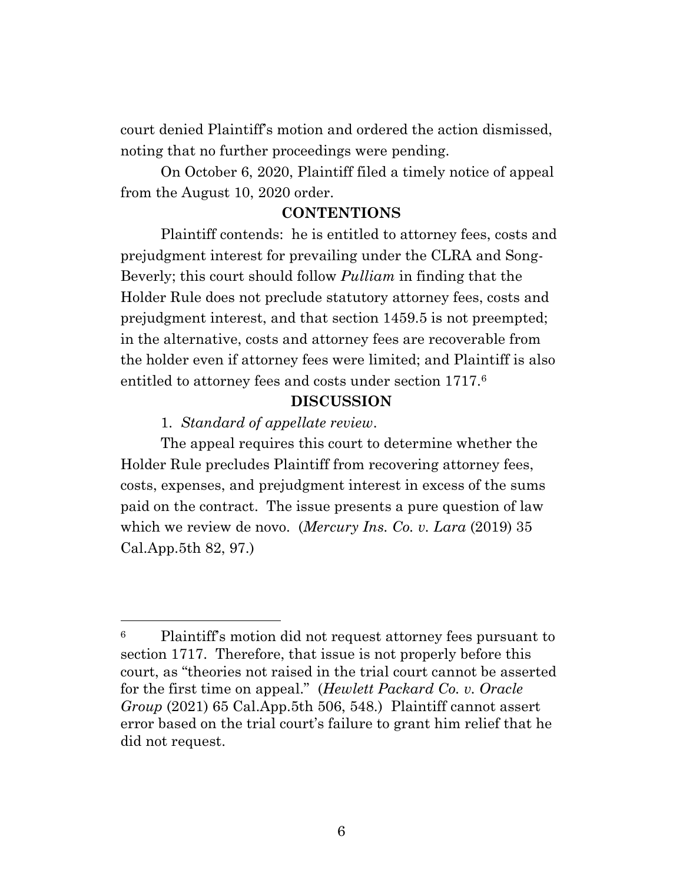court denied Plaintiff's motion and ordered the action dismissed, noting that no further proceedings were pending.

On October 6, 2020, Plaintiff filed a timely notice of appeal from the August 10, 2020 order.

**CONTENTIONS**

Plaintiff contends: he is entitled to attorney fees, costs and prejudgment interest for prevailing under the CLRA and Song-Beverly; this court should follow *Pulliam* in finding that the Holder Rule does not preclude statutory attorney fees, costs and prejudgment interest, and that section 1459.5 is not preempted; in the alternative, costs and attorney fees are recoverable from the holder even if attorney fees were limited; and Plaintiff is also entitled to attorney fees and costs under section 1717.[6]

**DISCUSSION**

1. *Standard of appellate review*.

The appeal requires this court to determine whether the Holder Rule precludes Plaintiff from recovering attorney fees, costs, expenses, and prejudgment interest in excess of the sums paid on the contract. The issue presents a pure question of law which we review de novo. (*Mercury Ins. Co. v. Lara* (2019) 35 Cal.App.5th 82, 97.)

---

[6] Plaintiff's motion did not request attorney fees pursuant to section 1717. Therefore, that issue is not properly before this court, as "theories not raised in the trial court cannot be asserted for the first time on appeal." (*Hewlett Packard Co. v. Oracle Group* (2021) 65 Cal.App.5th 506, 548.) Plaintiff cannot assert error based on the trial court's failure to grant him relief that he did not request.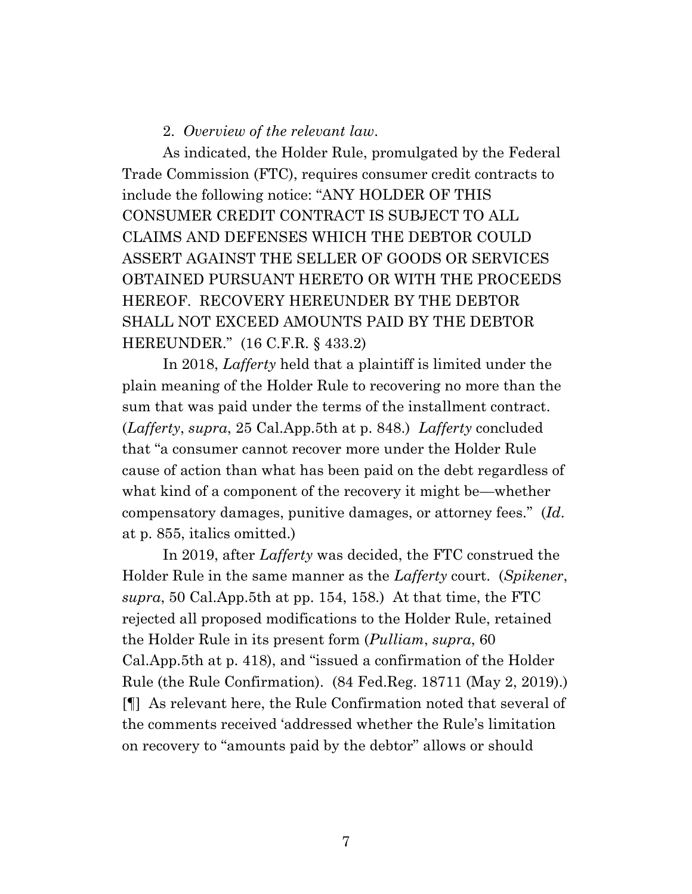2. *Overview of the relevant law*.

As indicated, the Holder Rule, promulgated by the Federal Trade Commission (FTC), requires consumer credit contracts to include the following notice: "ANY HOLDER OF THIS CONSUMER CREDIT CONTRACT IS SUBJECT TO ALL CLAIMS AND DEFENSES WHICH THE DEBTOR COULD ASSERT AGAINST THE SELLER OF GOODS OR SERVICES OBTAINED PURSUANT HERETO OR WITH THE PROCEEDS HEREOF. RECOVERY HEREUNDER BY THE DEBTOR SHALL NOT EXCEED AMOUNTS PAID BY THE DEBTOR HEREUNDER." (16 C.F.R. § 433.2)

In 2018, *Lafferty* held that a plaintiff is limited under the plain meaning of the Holder Rule to recovering no more than the sum that was paid under the terms of the installment contract. (*Lafferty*, *supra*, 25 Cal.App.5th at p. 848.) *Lafferty* concluded that "a consumer cannot recover more under the Holder Rule cause of action than what has been paid on the debt regardless of what kind of a component of the recovery it might be—whether compensatory damages, punitive damages, or attorney fees." (*Id*. at p. 855, italics omitted.)

In 2019, after *Lafferty* was decided, the FTC construed the Holder Rule in the same manner as the *Lafferty* court. (*Spikener*, *supra*, 50 Cal.App.5th at pp. 154, 158.) At that time, the FTC rejected all proposed modifications to the Holder Rule, retained the Holder Rule in its present form (*Pulliam*, *supra*, 60 Cal.App.5th at p. 418), and "issued a confirmation of the Holder Rule (the Rule Confirmation). (84 Fed.Reg. 18711 (May 2, 2019).) [¶] As relevant here, the Rule Confirmation noted that several of the comments received 'addressed whether the Rule's limitation on recovery to "amounts paid by the debtor" allows or should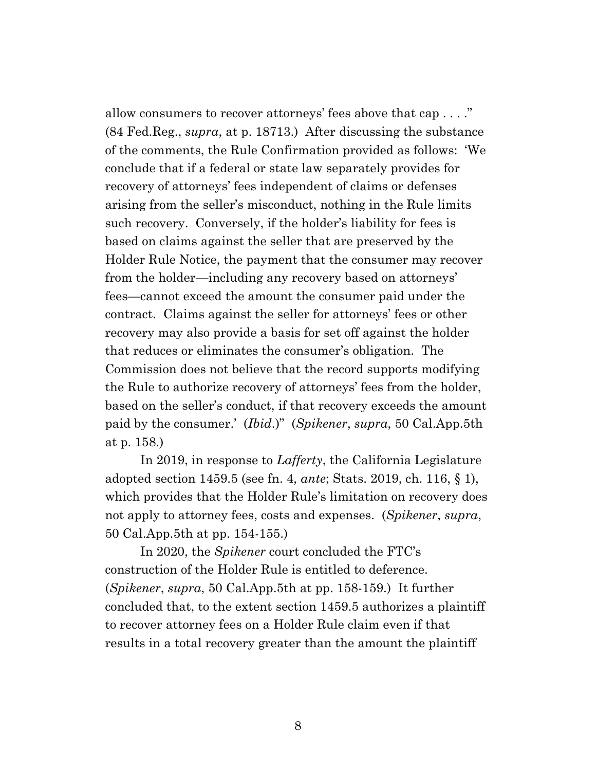allow consumers to recover attorneys' fees above that cap . . . ." (84 Fed.Reg., *supra*, at p. 18713.) After discussing the substance of the comments, the Rule Confirmation provided as follows: 'We conclude that if a federal or state law separately provides for recovery of attorneys' fees independent of claims or defenses arising from the seller's misconduct, nothing in the Rule limits such recovery. Conversely, if the holder's liability for fees is based on claims against the seller that are preserved by the Holder Rule Notice, the payment that the consumer may recover from the holder—including any recovery based on attorneys' fees—cannot exceed the amount the consumer paid under the contract. Claims against the seller for attorneys' fees or other recovery may also provide a basis for set off against the holder that reduces or eliminates the consumer's obligation. The Commission does not believe that the record supports modifying the Rule to authorize recovery of attorneys' fees from the holder, based on the seller's conduct, if that recovery exceeds the amount paid by the consumer.' (*Ibid*.)" (*Spikener*, *supra*, 50 Cal.App.5th at p. 158.)

In 2019, in response to *Lafferty*, the California Legislature adopted section 1459.5 (see fn. 4, *ante*; Stats. 2019, ch. 116, § 1), which provides that the Holder Rule's limitation on recovery does not apply to attorney fees, costs and expenses. (*Spikener*, *supra*, 50 Cal.App.5th at pp. 154-155.)

In 2020, the *Spikener* court concluded the FTC's construction of the Holder Rule is entitled to deference. (*Spikener*, *supra*, 50 Cal.App.5th at pp. 158-159.) It further concluded that, to the extent section 1459.5 authorizes a plaintiff to recover attorney fees on a Holder Rule claim even if that results in a total recovery greater than the amount the plaintiff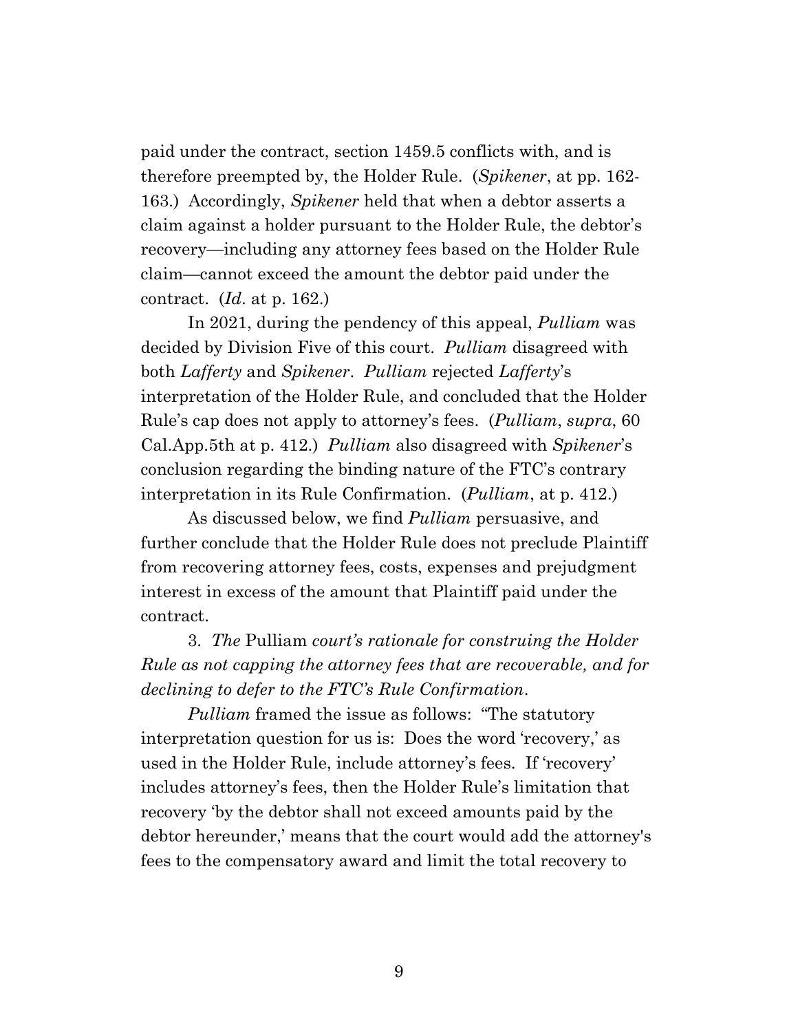paid under the contract, section 1459.5 conflicts with, and is therefore preempted by, the Holder Rule. (*Spikener*, at pp. 162-163.) Accordingly, *Spikener* held that when a debtor asserts a claim against a holder pursuant to the Holder Rule, the debtor's recovery—including any attorney fees based on the Holder Rule claim—cannot exceed the amount the debtor paid under the contract. (*Id*. at p. 162.)

In 2021, during the pendency of this appeal, *Pulliam* was decided by Division Five of this court. *Pulliam* disagreed with both *Lafferty* and *Spikener*. *Pulliam* rejected *Lafferty*'s interpretation of the Holder Rule, and concluded that the Holder Rule's cap does not apply to attorney's fees. (*Pulliam*, *supra*, 60 Cal.App.5th at p. 412.) *Pulliam* also disagreed with *Spikener*'s conclusion regarding the binding nature of the FTC's contrary interpretation in its Rule Confirmation. (*Pulliam*, at p. 412.)

As discussed below, we find *Pulliam* persuasive, and further conclude that the Holder Rule does not preclude Plaintiff from recovering attorney fees, costs, expenses and prejudgment interest in excess of the amount that Plaintiff paid under the contract.

3. *The* Pulliam *court's rationale for construing the Holder Rule as not capping the attorney fees that are recoverable, and for declining to defer to the FTC's Rule Confirmation.*

*Pulliam* framed the issue as follows: "The statutory interpretation question for us is: Does the word 'recovery,' as used in the Holder Rule, include attorney's fees. If 'recovery' includes attorney's fees, then the Holder Rule's limitation that recovery 'by the debtor shall not exceed amounts paid by the debtor hereunder,' means that the court would add the attorney's fees to the compensatory award and limit the total recovery to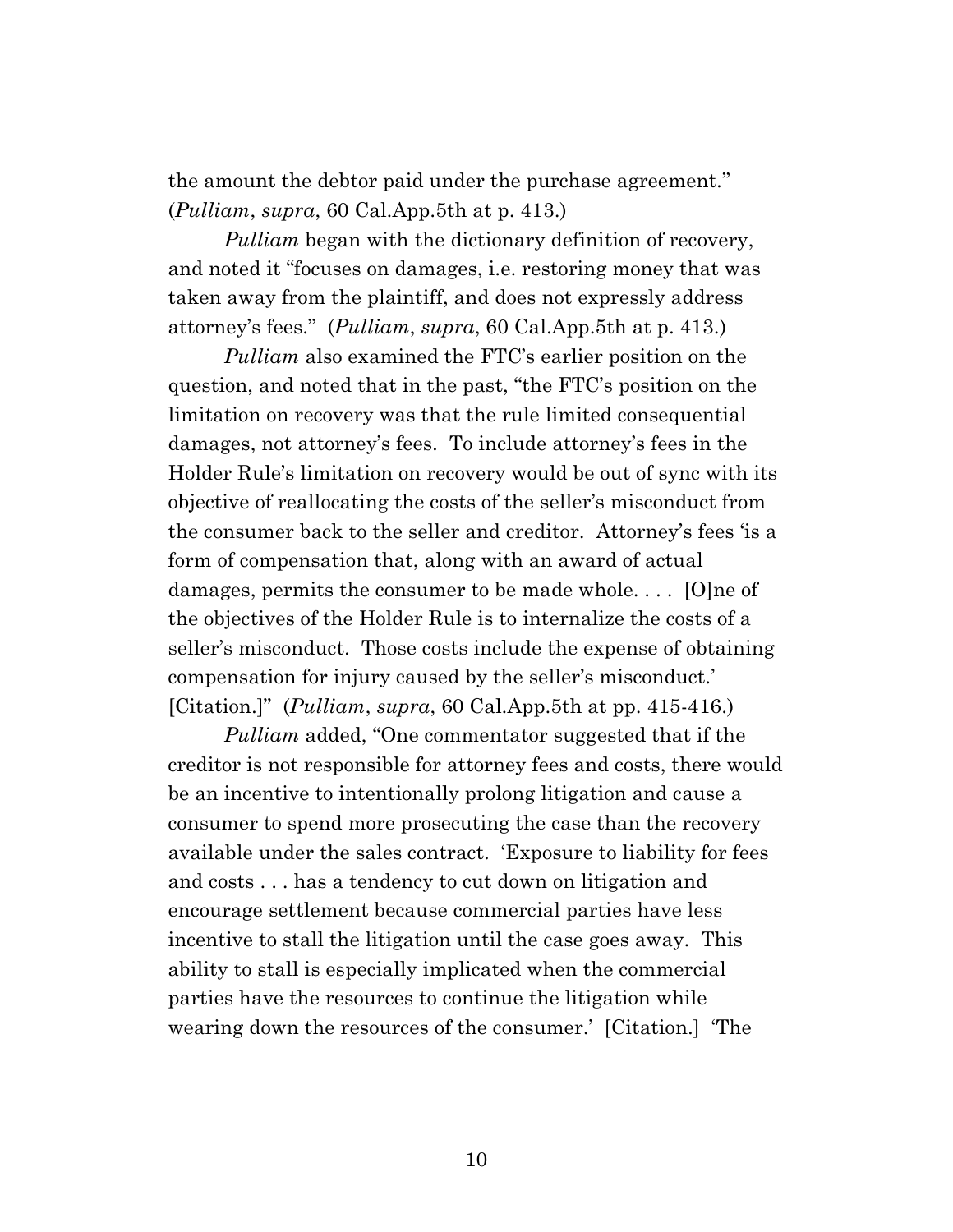the amount the debtor paid under the purchase agreement." (*Pulliam*, *supra*, 60 Cal.App.5th at p. 413.)

*Pulliam* began with the dictionary definition of recovery, and noted it "focuses on damages, i.e. restoring money that was taken away from the plaintiff, and does not expressly address attorney's fees." (*Pulliam*, *supra*, 60 Cal.App.5th at p. 413.)

*Pulliam* also examined the FTC's earlier position on the question, and noted that in the past, "the FTC's position on the limitation on recovery was that the rule limited consequential damages, not attorney's fees. To include attorney's fees in the Holder Rule's limitation on recovery would be out of sync with its objective of reallocating the costs of the seller's misconduct from the consumer back to the seller and creditor. Attorney's fees 'is a form of compensation that, along with an award of actual damages, permits the consumer to be made whole. . . . [O]ne of the objectives of the Holder Rule is to internalize the costs of a seller's misconduct. Those costs include the expense of obtaining compensation for injury caused by the seller's misconduct.' [Citation.]" (*Pulliam*, *supra*, 60 Cal.App.5th at pp. 415-416.)

*Pulliam* added, "One commentator suggested that if the creditor is not responsible for attorney fees and costs, there would be an incentive to intentionally prolong litigation and cause a consumer to spend more prosecuting the case than the recovery available under the sales contract. 'Exposure to liability for fees and costs . . . has a tendency to cut down on litigation and encourage settlement because commercial parties have less incentive to stall the litigation until the case goes away. This ability to stall is especially implicated when the commercial parties have the resources to continue the litigation while wearing down the resources of the consumer.' [Citation.] 'The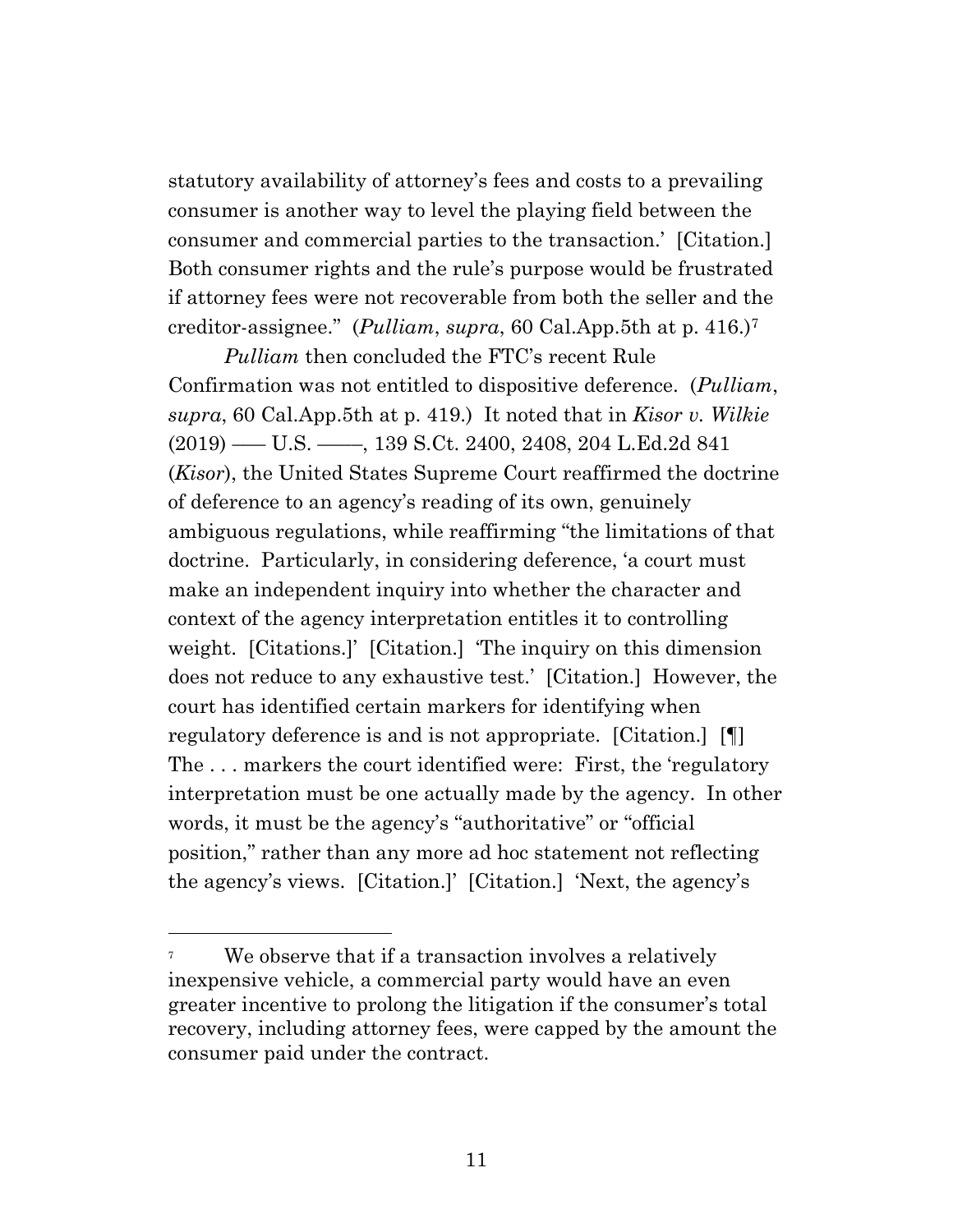statutory availability of attorney's fees and costs to a prevailing consumer is another way to level the playing field between the consumer and commercial parties to the transaction.' [Citation.] Both consumer rights and the rule's purpose would be frustrated if attorney fees were not recoverable from both the seller and the creditor-assignee." (*Pulliam*, *supra*, 60 Cal.App.5th at p. 416.)[7]

*Pulliam* then concluded the FTC's recent Rule Confirmation was not entitled to dispositive deference. (*Pulliam*, *supra*, 60 Cal.App.5th at p. 419.) It noted that in *Kisor v. Wilkie* (2019) ––– U.S. ––––, 139 S.Ct. 2400, 2408, 204 L.Ed.2d 841 (*Kisor*), the United States Supreme Court reaffirmed the doctrine of deference to an agency's reading of its own, genuinely ambiguous regulations, while reaffirming "the limitations of that doctrine. Particularly, in considering deference, 'a court must make an independent inquiry into whether the character and context of the agency interpretation entitles it to controlling weight. [Citations.]' [Citation.] 'The inquiry on this dimension does not reduce to any exhaustive test.' [Citation.] However, the court has identified certain markers for identifying when regulatory deference is and is not appropriate. [Citation.] [¶] The . . . markers the court identified were: First, the 'regulatory interpretation must be one actually made by the agency. In other words, it must be the agency's "authoritative" or "official position," rather than any more ad hoc statement not reflecting the agency's views. [Citation.]' [Citation.] 'Next, the agency's

---

[7] We observe that if a transaction involves a relatively inexpensive vehicle, a commercial party would have an even greater incentive to prolong the litigation if the consumer's total recovery, including attorney fees, were capped by the amount the consumer paid under the contract.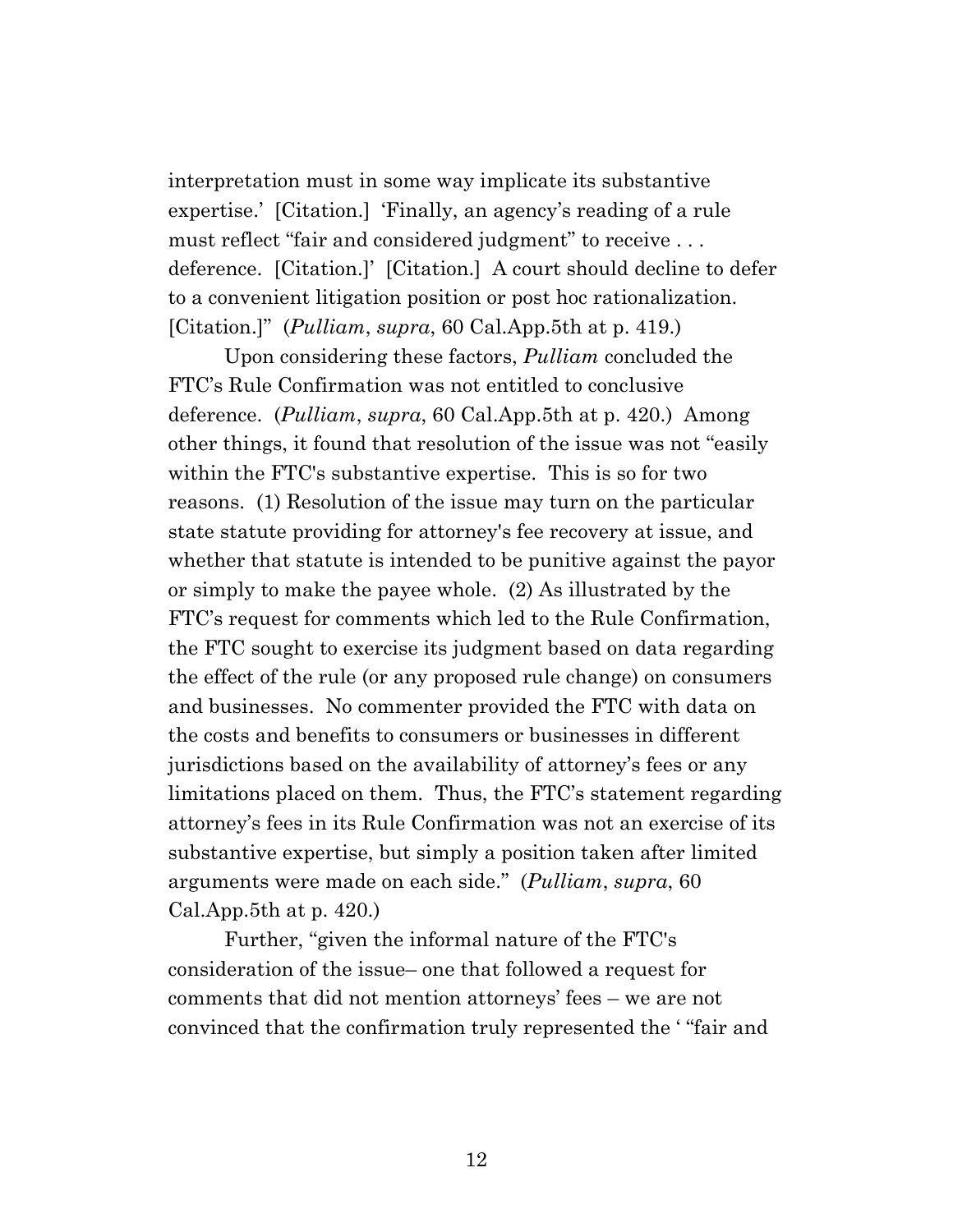interpretation must in some way implicate its substantive expertise.' [Citation.] 'Finally, an agency's reading of a rule must reflect "fair and considered judgment" to receive . . . deference. [Citation.]' [Citation.] A court should decline to defer to a convenient litigation position or post hoc rationalization. [Citation.]" (*Pulliam*, *supra*, 60 Cal.App.5th at p. 419.)

Upon considering these factors, *Pulliam* concluded the FTC's Rule Confirmation was not entitled to conclusive deference. (*Pulliam*, *supra*, 60 Cal.App.5th at p. 420.) Among other things, it found that resolution of the issue was not "easily within the FTC's substantive expertise. This is so for two reasons. (1) Resolution of the issue may turn on the particular state statute providing for attorney's fee recovery at issue, and whether that statute is intended to be punitive against the payor or simply to make the payee whole. (2) As illustrated by the FTC's request for comments which led to the Rule Confirmation, the FTC sought to exercise its judgment based on data regarding the effect of the rule (or any proposed rule change) on consumers and businesses. No commenter provided the FTC with data on the costs and benefits to consumers or businesses in different jurisdictions based on the availability of attorney's fees or any limitations placed on them. Thus, the FTC's statement regarding attorney's fees in its Rule Confirmation was not an exercise of its substantive expertise, but simply a position taken after limited arguments were made on each side." (*Pulliam*, *supra*, 60 Cal.App.5th at p. 420.)

Further, "given the informal nature of the FTC's consideration of the issue– one that followed a request for comments that did not mention attorneys' fees – we are not convinced that the confirmation truly represented the ' "fair and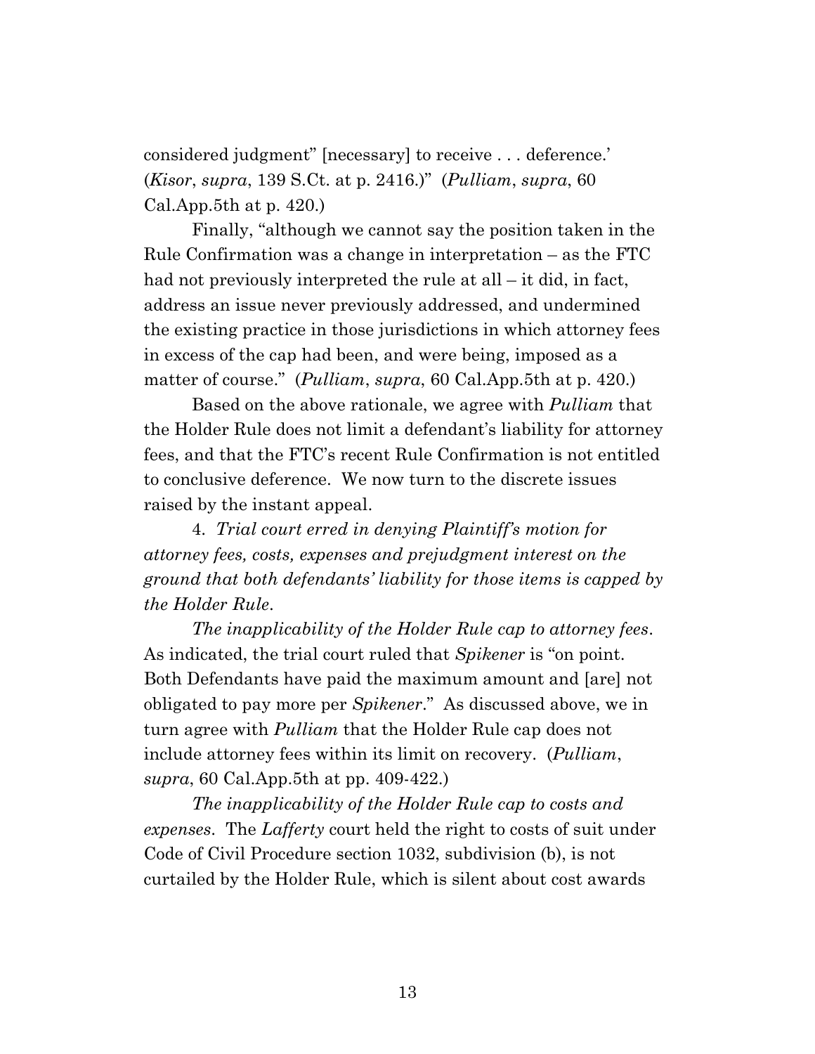considered judgment" [necessary] to receive . . . deference.' (*Kisor*, *supra*, 139 S.Ct. at p. 2416.)" (*Pulliam*, *supra*, 60 Cal.App.5th at p. 420.)

Finally, "although we cannot say the position taken in the Rule Confirmation was a change in interpretation – as the FTC had not previously interpreted the rule at all – it did, in fact, address an issue never previously addressed, and undermined the existing practice in those jurisdictions in which attorney fees in excess of the cap had been, and were being, imposed as a matter of course." (*Pulliam*, *supra*, 60 Cal.App.5th at p. 420.)

Based on the above rationale, we agree with *Pulliam* that the Holder Rule does not limit a defendant's liability for attorney fees, and that the FTC's recent Rule Confirmation is not entitled to conclusive deference. We now turn to the discrete issues raised by the instant appeal.

4. *Trial court erred in denying Plaintiff's motion for attorney fees, costs, expenses and prejudgment interest on the ground that both defendants' liability for those items is capped by the Holder Rule.*

*The inapplicability of the Holder Rule cap to attorney fees*. As indicated, the trial court ruled that *Spikener* is "on point. Both Defendants have paid the maximum amount and [are] not obligated to pay more per *Spikener*." As discussed above, we in turn agree with *Pulliam* that the Holder Rule cap does not include attorney fees within its limit on recovery. (*Pulliam*, *supra*, 60 Cal.App.5th at pp. 409-422.)

*The inapplicability of the Holder Rule cap to costs and expenses*. The *Lafferty* court held the right to costs of suit under Code of Civil Procedure section 1032, subdivision (b), is not curtailed by the Holder Rule, which is silent about cost awards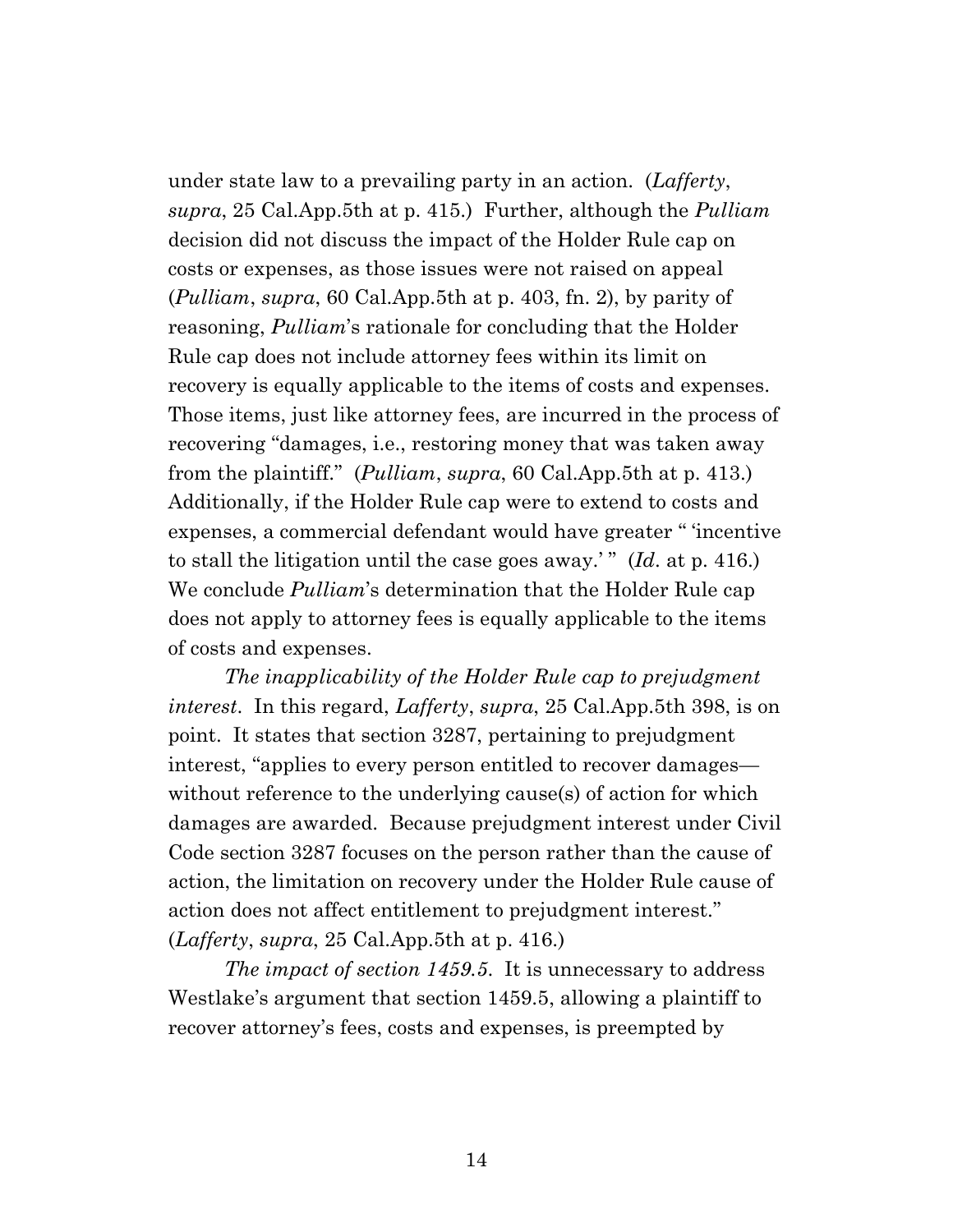under state law to a prevailing party in an action. (*Lafferty*, *supra*, 25 Cal.App.5th at p. 415.) Further, although the *Pulliam* decision did not discuss the impact of the Holder Rule cap on costs or expenses, as those issues were not raised on appeal (*Pulliam*, *supra*, 60 Cal.App.5th at p. 403, fn. 2), by parity of reasoning, *Pulliam*'s rationale for concluding that the Holder Rule cap does not include attorney fees within its limit on recovery is equally applicable to the items of costs and expenses. Those items, just like attorney fees, are incurred in the process of recovering "damages, i.e., restoring money that was taken away from the plaintiff." (*Pulliam*, *supra*, 60 Cal.App.5th at p. 413.) Additionally, if the Holder Rule cap were to extend to costs and expenses, a commercial defendant would have greater " 'incentive to stall the litigation until the case goes away.' " (*Id*. at p. 416.) We conclude *Pulliam*'s determination that the Holder Rule cap does not apply to attorney fees is equally applicable to the items of costs and expenses.

*The inapplicability of the Holder Rule cap to prejudgment interest*. In this regard, *Lafferty*, *supra*, 25 Cal.App.5th 398, is on point. It states that section 3287, pertaining to prejudgment interest, "applies to every person entitled to recover damages—without reference to the underlying cause(s) of action for which damages are awarded. Because prejudgment interest under Civil Code section 3287 focuses on the person rather than the cause of action, the limitation on recovery under the Holder Rule cause of action does not affect entitlement to prejudgment interest." (*Lafferty*, *supra*, 25 Cal.App.5th at p. 416.)

*The impact of section 1459.5*. It is unnecessary to address Westlake's argument that section 1459.5, allowing a plaintiff to recover attorney's fees, costs and expenses, is preempted by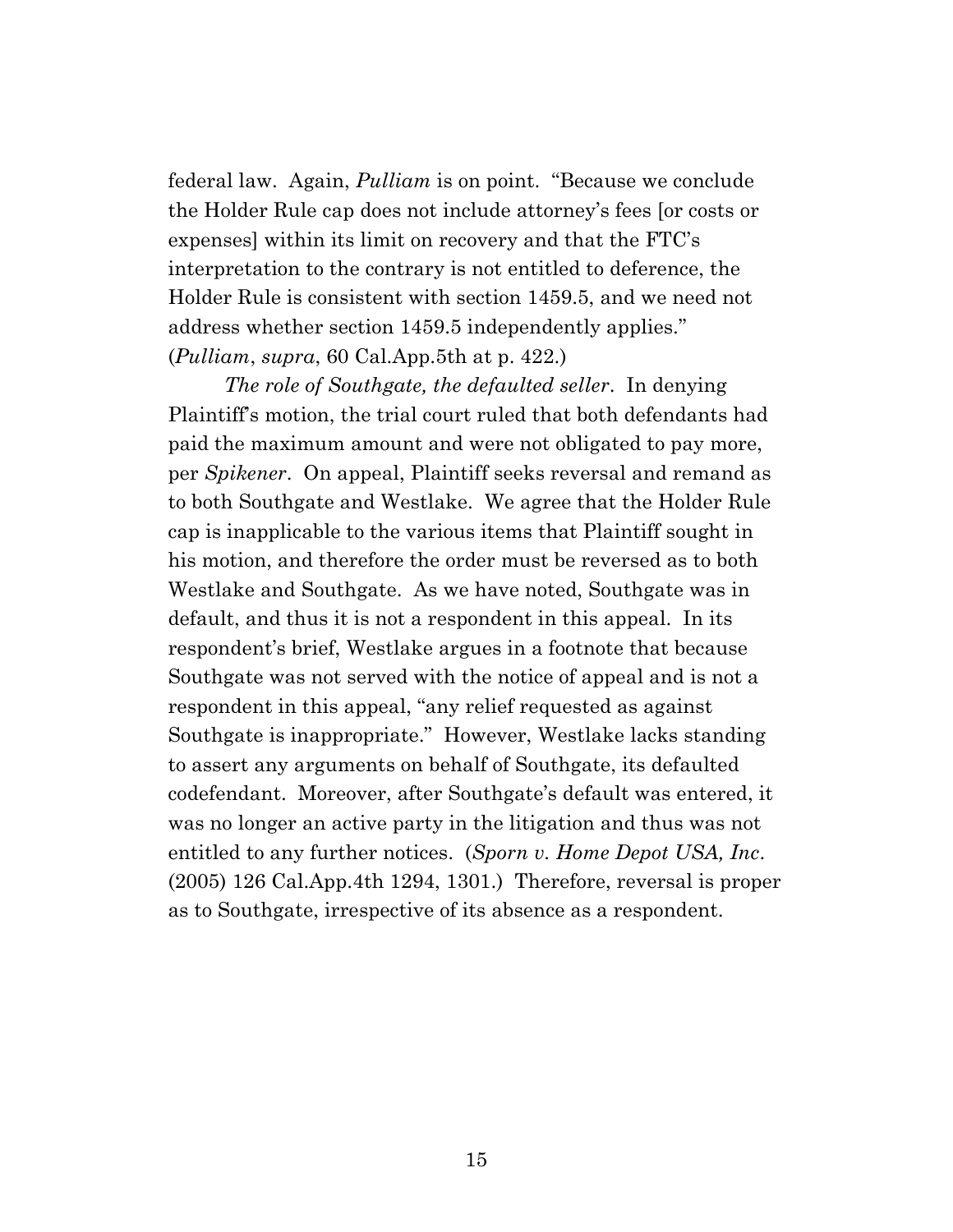federal law. Again, *Pulliam* is on point. "Because we conclude the Holder Rule cap does not include attorney's fees [or costs or expenses] within its limit on recovery and that the FTC's interpretation to the contrary is not entitled to deference, the Holder Rule is consistent with section 1459.5, and we need not address whether section 1459.5 independently applies." (*Pulliam*, *supra*, 60 Cal.App.5th at p. 422.)

*The role of Southgate, the defaulted seller*. In denying Plaintiff's motion, the trial court ruled that both defendants had paid the maximum amount and were not obligated to pay more, per *Spikener*. On appeal, Plaintiff seeks reversal and remand as to both Southgate and Westlake. We agree that the Holder Rule cap is inapplicable to the various items that Plaintiff sought in his motion, and therefore the order must be reversed as to both Westlake and Southgate. As we have noted, Southgate was in default, and thus it is not a respondent in this appeal. In its respondent's brief, Westlake argues in a footnote that because Southgate was not served with the notice of appeal and is not a respondent in this appeal, "any relief requested as against Southgate is inappropriate." However, Westlake lacks standing to assert any arguments on behalf of Southgate, its defaulted codefendant. Moreover, after Southgate's default was entered, it was no longer an active party in the litigation and thus was not entitled to any further notices. (*Sporn v. Home Depot USA, Inc*. (2005) 126 Cal.App.4th 1294, 1301.) Therefore, reversal is proper as to Southgate, irrespective of its absence as a respondent.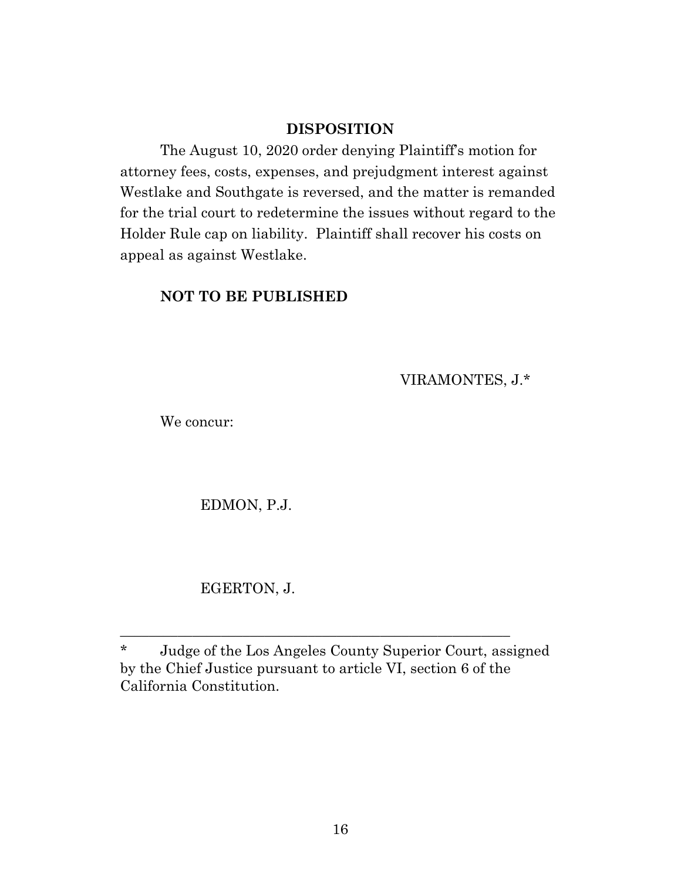## DISPOSITION

The August 10, 2020 order denying Plaintiff's motion for attorney fees, costs, expenses, and prejudgment interest against Westlake and Southgate is reversed, and the matter is remanded for the trial court to redetermine the issues without regard to the Holder Rule cap on liability. Plaintiff shall recover his costs on appeal as against Westlake.

**NOT TO BE PUBLISHED**

VIRAMONTES, J.*

We concur:

EDMON, P.J.

EGERTON, J.

---

\* Judge of the Los Angeles County Superior Court, assigned by the Chief Justice pursuant to article VI, section 6 of the California Constitution.